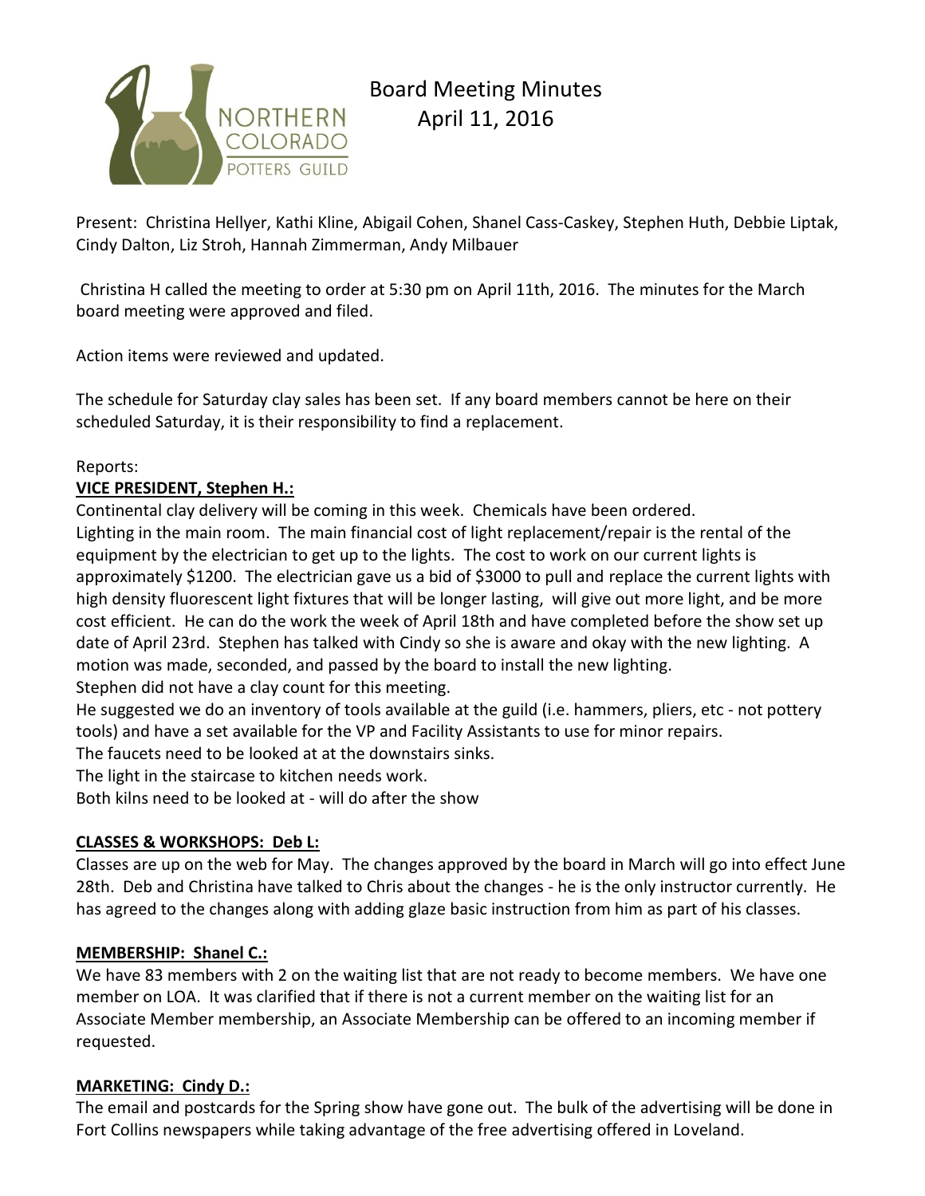# Board Meeting Minutes
## April 11, 2016

Present: Christina Hellyer, Kathi Kline, Abigail Cohen, Shanel Cass-Caskey, Stephen Huth, Debbie Liptak, Cindy Dalton, Liz Stroh, Hannah Zimmerman, Andy Milbauer

Christina H called the meeting to order at 5:30 pm on April 11th, 2016. The minutes for the March board meeting were approved and filed.

Action items were reviewed and updated.

The schedule for Saturday clay sales has been set. If any board members cannot be here on their scheduled Saturday, it is their responsibility to find a replacement.

Reports:

**VICE PRESIDENT, Stephen H.:**

Continental clay delivery will be coming in this week. Chemicals have been ordered.

Lighting in the main room. The main financial cost of light replacement/repair is the rental of the equipment by the electrician to get up to the lights. The cost to work on our current lights is approximately $1200. The electrician gave us a bid of $3000 to pull and replace the current lights with high density fluorescent light fixtures that will be longer lasting, will give out more light, and be more cost efficient. He can do the work the week of April 18th and have completed before the show set up date of April 23rd. Stephen has talked with Cindy so she is aware and okay with the new lighting. A motion was made, seconded, and passed by the board to install the new lighting.

Stephen did not have a clay count for this meeting.

He suggested we do an inventory of tools available at the guild (i.e. hammers, pliers, etc - not pottery tools) and have a set available for the VP and Facility Assistants to use for minor repairs.

The faucets need to be looked at at the downstairs sinks.

The light in the staircase to kitchen needs work.

Both kilns need to be looked at - will do after the show

**CLASSES & WORKSHOPS: Deb L:**

Classes are up on the web for May. The changes approved by the board in March will go into effect June 28th. Deb and Christina have talked to Chris about the changes - he is the only instructor currently. He has agreed to the changes along with adding glaze basic instruction from him as part of his classes.

**MEMBERSHIP: Shanel C.:**

We have 83 members with 2 on the waiting list that are not ready to become members. We have one member on LOA. It was clarified that if there is not a current member on the waiting list for an Associate Member membership, an Associate Membership can be offered to an incoming member if requested.

**MARKETING: Cindy D.:**

The email and postcards for the Spring show have gone out. The bulk of the advertising will be done in Fort Collins newspapers while taking advantage of the free advertising offered in Loveland.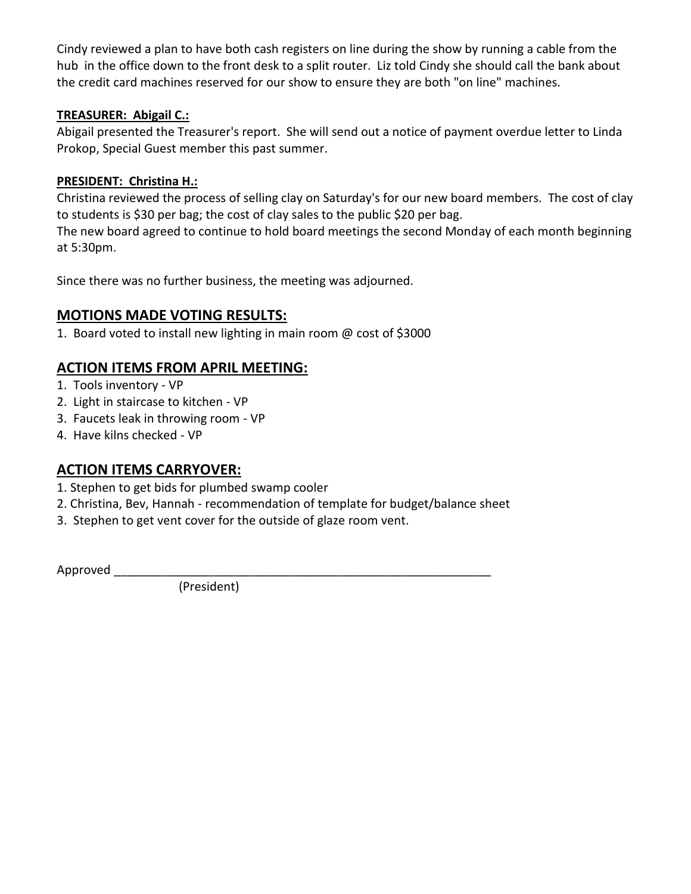Cindy reviewed a plan to have both cash registers on line during the show by running a cable from the hub in the office down to the front desk to a split router. Liz told Cindy she should call the bank about the credit card machines reserved for our show to ensure they are both "on line" machines.

**TREASURER: Abigail C.:**

Abigail presented the Treasurer's report. She will send out a notice of payment overdue letter to Linda Prokop, Special Guest member this past summer.

**PRESIDENT: Christina H.:**

Christina reviewed the process of selling clay on Saturday's for our new board members. The cost of clay to students is $30 per bag; the cost of clay sales to the public $20 per bag.

The new board agreed to continue to hold board meetings the second Monday of each month beginning at 5:30pm.

Since there was no further business, the meeting was adjourned.

## MOTIONS MADE VOTING RESULTS:

1. Board voted to install new lighting in main room @ cost of $3000

## ACTION ITEMS FROM APRIL MEETING:

1. Tools inventory - VP
2. Light in staircase to kitchen - VP
3. Faucets leak in throwing room - VP
4. Have kilns checked - VP

## ACTION ITEMS CARRYOVER:

1. Stephen to get bids for plumbed swamp cooler
2. Christina, Bev, Hannah - recommendation of template for budget/balance sheet
3. Stephen to get vent cover for the outside of glaze room vent.

Approved ___________________________________________________________

(President)